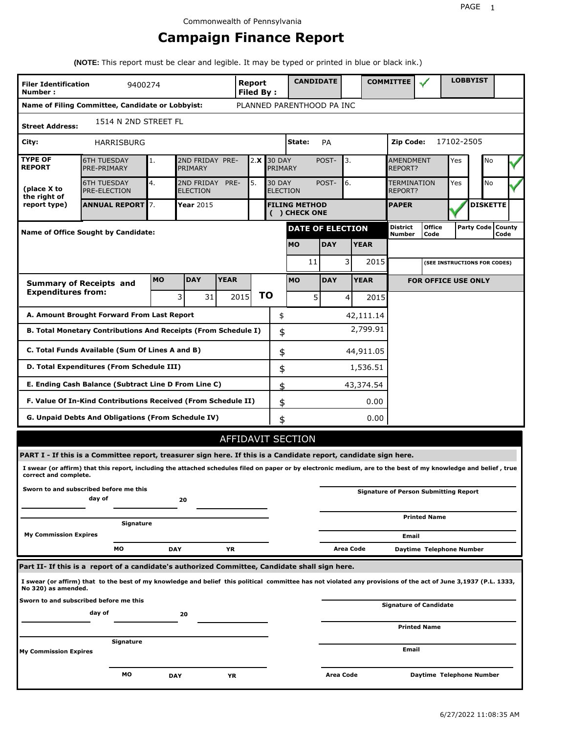Commonwealth of Pennsylvania

# Campaign Finance Report

**(NOTE:** This report must be clear and legible. It may be typed or printed in blue or black ink.)

| | | | | | |
|---|---|---|---|---|---|
| **Filer Identification Number :** | 9400274 | **Report Filed By :** | **CANDIDATE** | **COMMITTEE** ✓ | **LOBBYIST** |
| **Name of Filing Committee, Candidate or Lobbyist:** | PLANNED PARENTHOOD PA INC | | | | |
| **Street Address:** | 1514 N 2ND STREET FL | | | | |
| **City:** | HARRISBURG | **State:** | PA | **Zip Code:** | 17102-2505 |

| **TYPE OF REPORT** | | | | | | | | |
|---|---|---|---|---|---|---|---|---|
| | 6TH TUESDAY PRE-PRIMARY | 1. | 2ND FRIDAY PRE-PRIMARY | 2. X | 30 DAY POST-PRIMARY | 3. | AMENDMENT REPORT? | Yes / No ✓ |
| **(place X to the right of report type)** | 6TH TUESDAY PRE-ELECTION | 4. | 2ND FRIDAY PRE-ELECTION | 5. | 30 DAY POST-ELECTION | 6. | TERMINATION REPORT? | Yes / No ✓ |
| | **ANNUAL REPORT** | 7. | **Year** 2015 | | **FILING METHOD ( ) CHECK ONE** | | **PAPER** ✓ | **DISKETTE** |

| **Name of Office Sought by Candidate:** | **DATE OF ELECTION** | | | **District Number** | **Office Code** | **Party Code** | **County Code** |
|---|---|---|---|---|---|---|---|
| | **MO** | **DAY** | **YEAR** | | | | |
| | 11 | 3 | 2015 | | **(SEE INSTRUCTIONS FOR CODES)** | | |

| **Summary of Receipts and Expenditures from:** | **MO** | **DAY** | **YEAR** | **TO** | **MO** | **DAY** | **YEAR** | **FOR OFFICE USE ONLY** |
|---|---|---|---|---|---|---|---|---|
| | 3 | 31 | 2015 | | 5 | 4 | 2015 | |

| | | |
|---|---|---|
| **A. Amount Brought Forward From Last Report** | $ | 42,111.14 |
| **B. Total Monetary Contributions And Receipts (From Schedule I)** | $ | 2,799.91 |
| **C. Total Funds Available (Sum Of Lines A and B)** | $ | 44,911.05 |
| **D. Total Expenditures (From Schedule III)** | $ | 1,536.51 |
| **E. Ending Cash Balance (Subtract Line D From Line C)** | $ | 43,374.54 |
| **F. Value Of In-Kind Contributions Received (From Schedule II)** | $ | 0.00 |
| **G. Unpaid Debts And Obligations (From Schedule IV)** | $ | 0.00 |

## AFFIDAVIT SECTION

**PART I - If this is a Committee report, treasurer sign here. If this is a Candidate report, candidate sign here.**

**I swear (or affirm) that this report, including the attached schedules filed on paper or by electronic medium, are to the best of my knowledge and belief , true correct and complete.**

**Sworn to and subscribed before me this** ____ **day of** ____ **20** ____

**Signature of Person Submitting Report**

**Signature**

**Printed Name**

**My Commission Expires**

**Email**

**MO** **DAY** **YR**

**Area Code** **Daytime Telephone Number**

**Part II- If this is a report of a candidate's authorized Committee, Candidate shall sign here.**

**I swear (or affirm) that to the best of my knowledge and belief this political committee has not violated any provisions of the act of June 3,1937 (P.L. 1333, No 320) as amended.**

**Sworn to and subscribed before me this** ____ **day of** ____ **20** ____

**Signature of Candidate**

**Printed Name**

**Signature**

**My Commission Expires**

**Email**

**MO** **DAY** **YR**

**Area Code** **Daytime Telephone Number**

6/27/2022 11:08:35 AM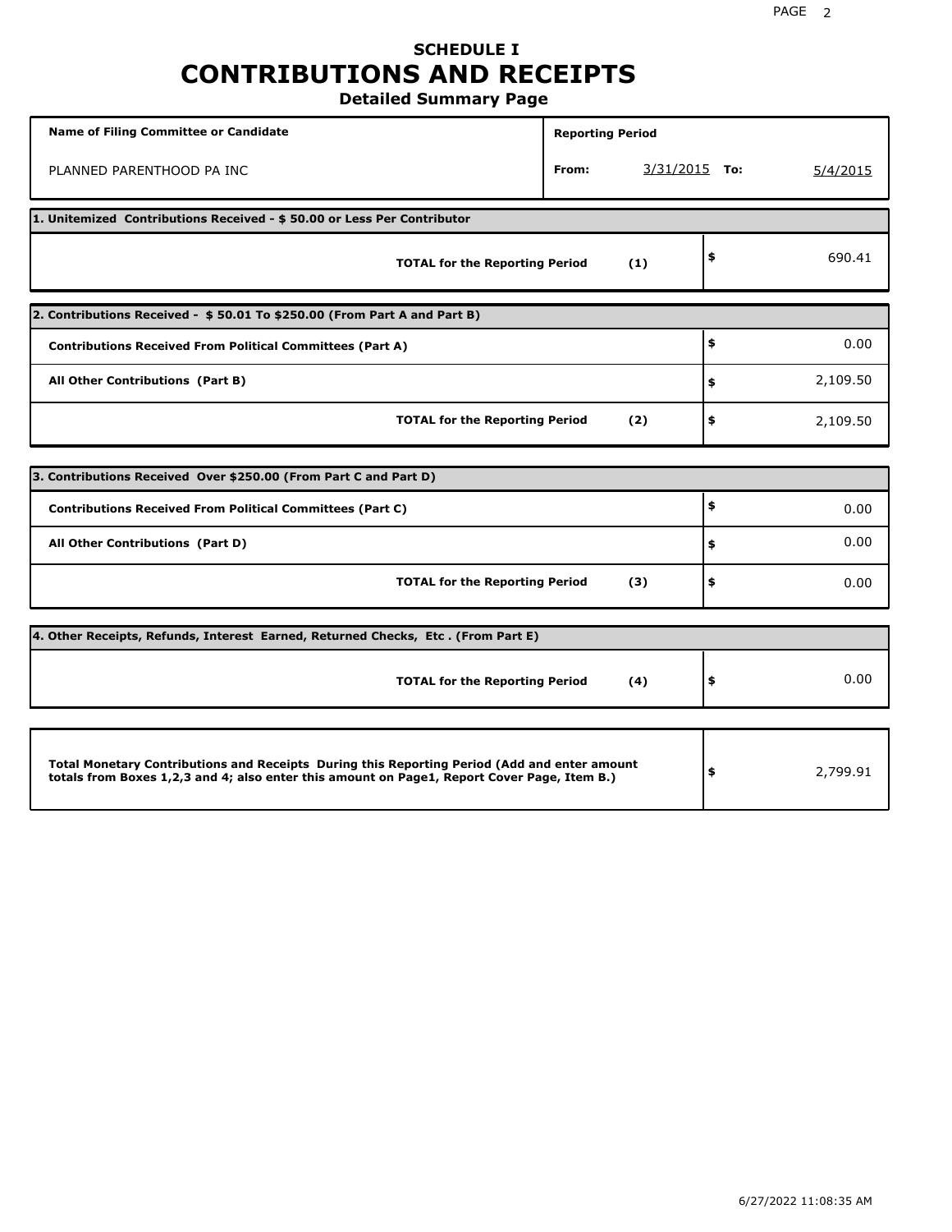# SCHEDULE I
# CONTRIBUTIONS AND RECEIPTS
### Detailed Summary Page

| Name of Filing Committee or Candidate | Reporting Period |
|---|---|
| PLANNED PARENTHOOD PA INC | From: 3/31/2015 To: 5/4/2015 |

| 1. Unitemized Contributions Received - $ 50.00 or Less Per Contributor | | |
|---|---|---|
| **TOTAL for the Reporting Period** | **(1)** | $ 690.41 |

| 2. Contributions Received - $ 50.01 To $250.00 (From Part A and Part B) | | |
|---|---|---|
| **Contributions Received From Political Committees (Part A)** | | $ 0.00 |
| **All Other Contributions (Part B)** | | $ 2,109.50 |
| **TOTAL for the Reporting Period** | **(2)** | $ 2,109.50 |

| 3. Contributions Received Over $250.00 (From Part C and Part D) | | |
|---|---|---|
| **Contributions Received From Political Committees (Part C)** | | $ 0.00 |
| **All Other Contributions (Part D)** | | $ 0.00 |
| **TOTAL for the Reporting Period** | **(3)** | $ 0.00 |

| 4. Other Receipts, Refunds, Interest Earned, Returned Checks, Etc . (From Part E) | | |
|---|---|---|
| **TOTAL for the Reporting Period** | **(4)** | $ 0.00 |

| | |
|---|---|
| **Total Monetary Contributions and Receipts During this Reporting Period (Add and enter amount totals from Boxes 1,2,3 and 4; also enter this amount on Page1, Report Cover Page, Item B.)** | $ 2,799.91 |

6/27/2022 11:08:35 AM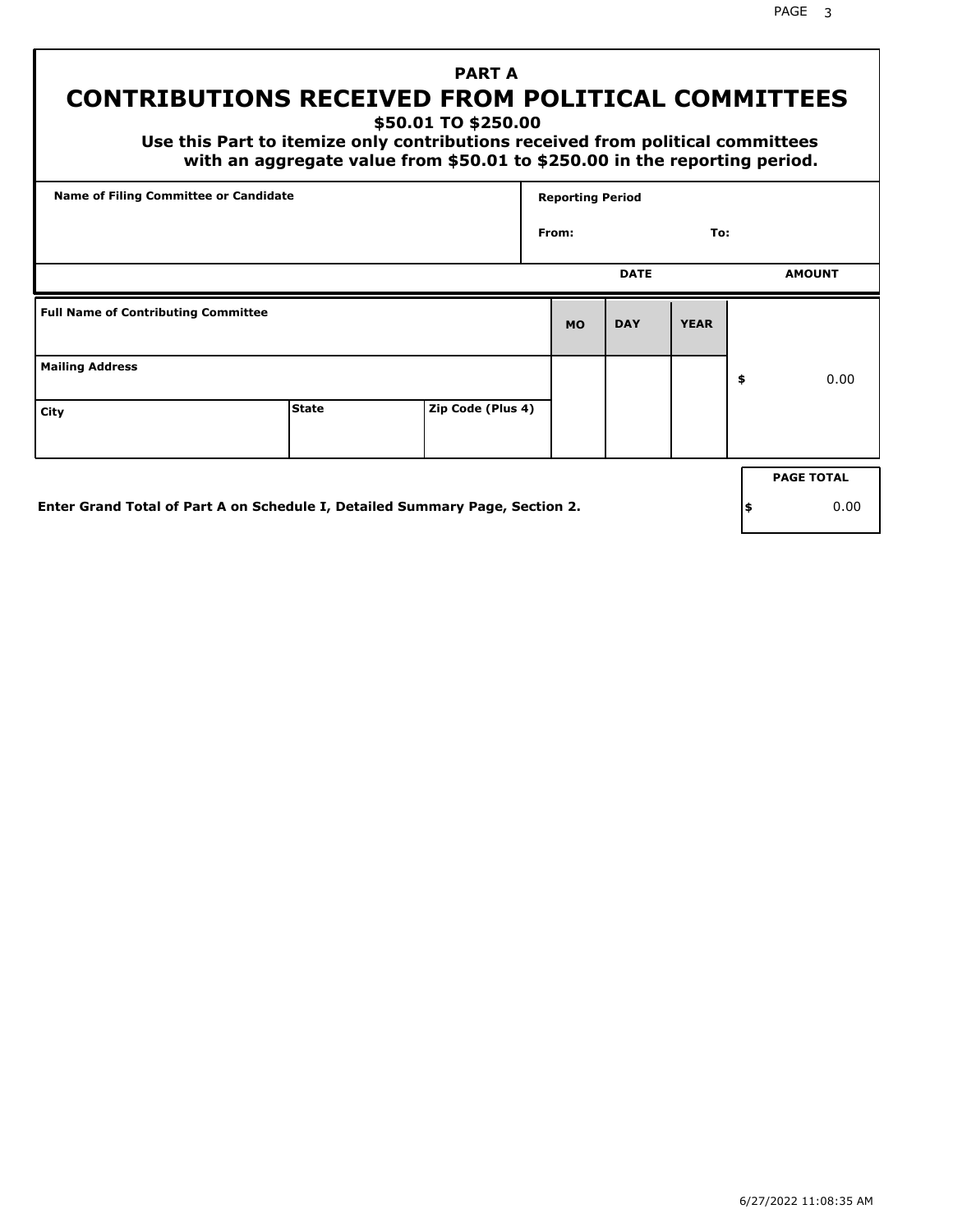## PART A
# CONTRIBUTIONS RECEIVED FROM POLITICAL COMMITTEES

**$50.01 TO $250.00**

**Use this Part to itemize only contributions received from political committees with an aggregate value from $50.01 to $250.00 in the reporting period.**

| Name of Filing Committee or Candidate | Reporting Period |
| --- | --- |
| | From: To: |

| Full Name of Contributing Committee | | | DATE MO | DAY | YEAR | AMOUNT |
| --- | --- | --- | --- | --- | --- | --- |
| Mailing Address | | | | | | $ 0.00 |
| City | State | Zip Code (Plus 4) | | | | |

**Enter Grand Total of Part A on Schedule I, Detailed Summary Page, Section 2.**

| PAGE TOTAL |
| --- |
| $ 0.00 |

6/27/2022 11:08:35 AM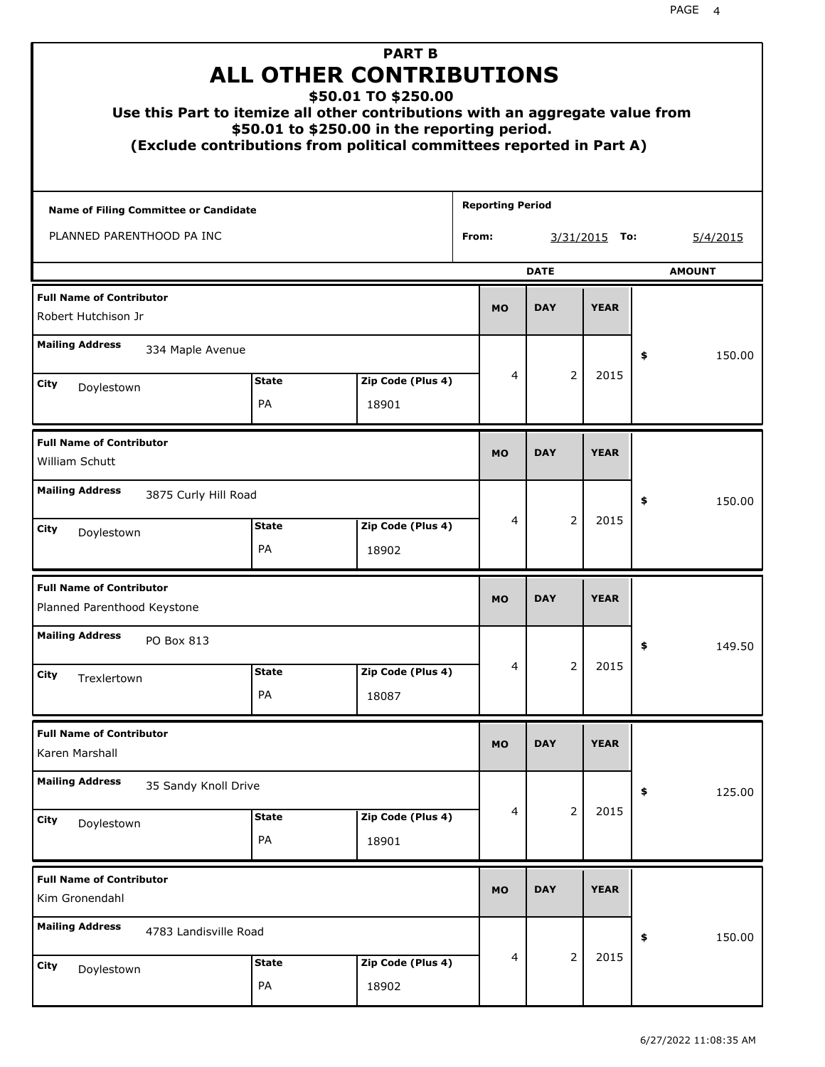# PART B
# ALL OTHER CONTRIBUTIONS
### $50.01 TO $250.00
### Use this Part to itemize all other contributions with an aggregate value from $50.01 to $250.00 in the reporting period.
### (Exclude contributions from political committees reported in Part A)

**Name of Filing Committee or Candidate**
PLANNED PARENTHOOD PA INC

**Reporting Period**
From: 3/31/2015 To: 5/4/2015

| Full Name of Contributor | Mailing Address | City | State | Zip Code (Plus 4) | MO | DAY | YEAR | AMOUNT |
|---|---|---|---|---|---|---|---|---|
| Robert Hutchison Jr | 334 Maple Avenue | Doylestown | PA | 18901 | 4 | 2 | 2015 | $ 150.00 |
| William Schutt | 3875 Curly Hill Road | Doylestown | PA | 18902 | 4 | 2 | 2015 | $ 150.00 |
| Planned Parenthood Keystone | PO Box 813 | Trexlertown | PA | 18087 | 4 | 2 | 2015 | $ 149.50 |
| Karen Marshall | 35 Sandy Knoll Drive | Doylestown | PA | 18901 | 4 | 2 | 2015 | $ 125.00 |
| Kim Gronendahl | 4783 Landisville Road | Doylestown | PA | 18902 | 4 | 2 | 2015 | $ 150.00 |

6/27/2022 11:08:35 AM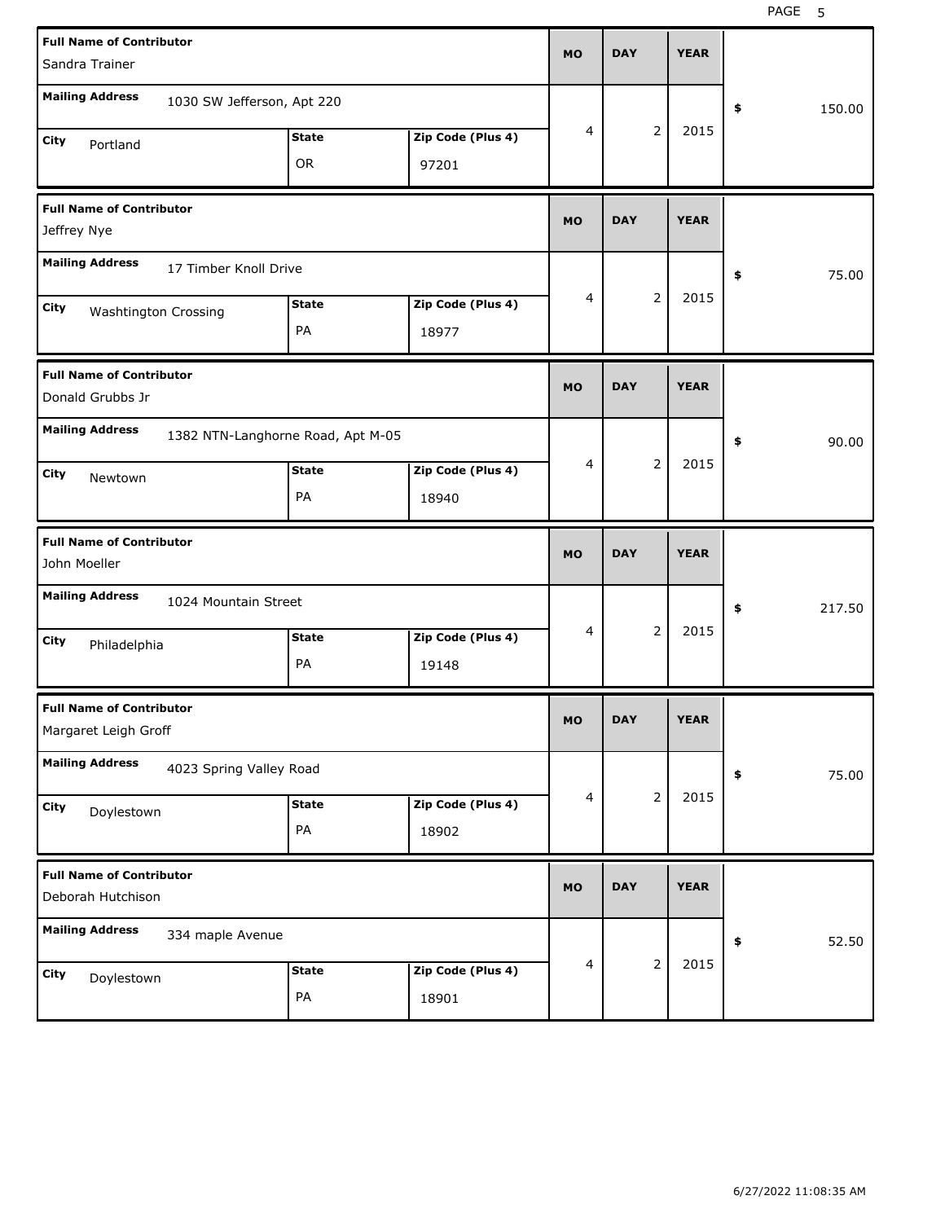| Full Name of Contributor | Mailing Address | City | State | Zip Code (Plus 4) | MO | DAY | YEAR | $ |
|---|---|---|---|---|---|---|---|---|
| Sandra Trainer | 1030 SW Jefferson, Apt 220 | Portland | OR | 97201 | 4 | 2 | 2015 | 150.00 |
| Jeffrey Nye | 17 Timber Knoll Drive | Washtington Crossing | PA | 18977 | 4 | 2 | 2015 | 75.00 |
| Donald Grubbs Jr | 1382 NTN-Langhorne Road, Apt M-05 | Newtown | PA | 18940 | 4 | 2 | 2015 | 90.00 |
| John Moeller | 1024 Mountain Street | Philadelphia | PA | 19148 | 4 | 2 | 2015 | 217.50 |
| Margaret Leigh Groff | 4023 Spring Valley Road | Doylestown | PA | 18902 | 4 | 2 | 2015 | 75.00 |
| Deborah Hutchison | 334 maple Avenue | Doylestown | PA | 18901 | 4 | 2 | 2015 | 52.50 |

6/27/2022 11:08:35 AM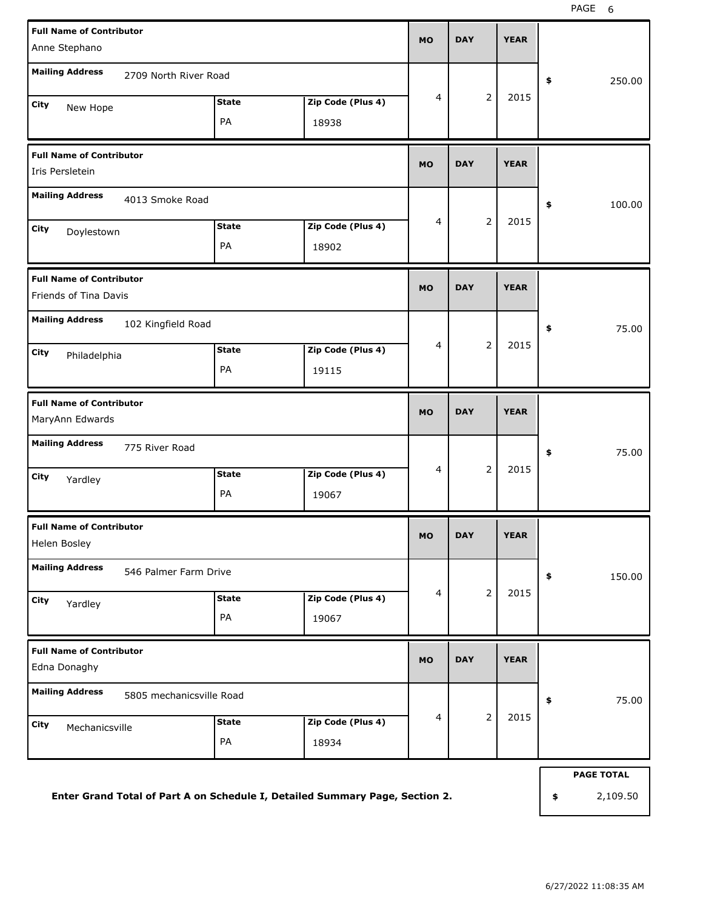| Full Name of Contributor | Mailing Address | City | State | Zip Code (Plus 4) | MO | DAY | YEAR | $ |
|---|---|---|---|---|---|---|---|---|
| Anne Stephano | 2709 North River Road | New Hope | PA | 18938 | 4 | 2 | 2015 | 250.00 |
| Iris Persletein | 4013 Smoke Road | Doylestown | PA | 18902 | 4 | 2 | 2015 | 100.00 |
| Friends of Tina Davis | 102 Kingfield Road | Philadelphia | PA | 19115 | 4 | 2 | 2015 | 75.00 |
| MaryAnn Edwards | 775 River Road | Yardley | PA | 19067 | 4 | 2 | 2015 | 75.00 |
| Helen Bosley | 546 Palmer Farm Drive | Yardley | PA | 19067 | 4 | 2 | 2015 | 150.00 |
| Edna Donaghy | 5805 mechanicsville Road | Mechanicsville | PA | 18934 | 4 | 2 | 2015 | 75.00 |

**PAGE TOTAL** $ 2,109.50

**Enter Grand Total of Part A on Schedule I, Detailed Summary Page, Section 2.**

6/27/2022 11:08:35 AM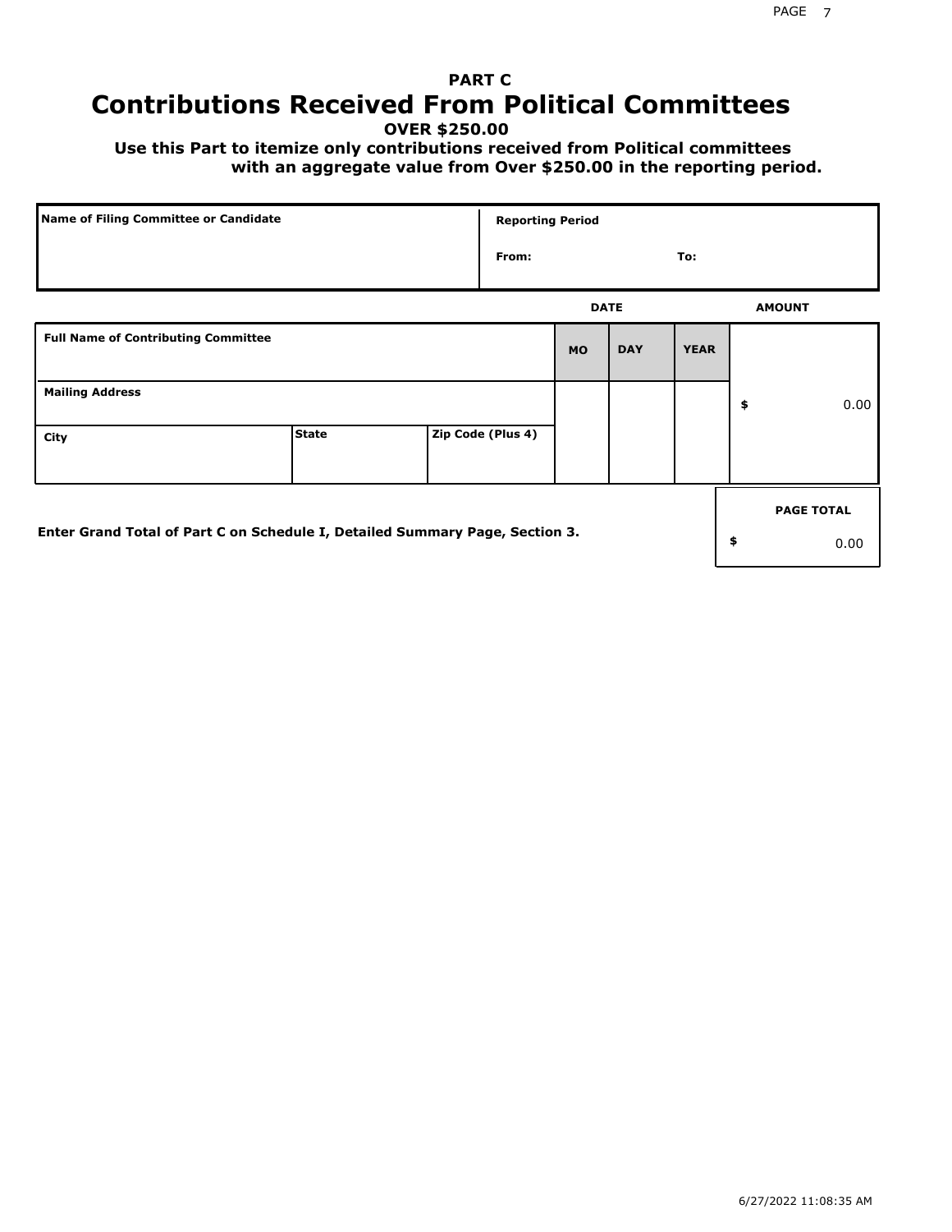# PART C
# Contributions Received From Political Committees

**OVER $250.00**

**Use this Part to itemize only contributions received from Political committees with an aggregate value from Over $250.00 in the reporting period.**

| Name of Filing Committee or Candidate | Reporting Period |
|---|---|
| | From: To: |

| Full Name of Contributing Committee | | | DATE MO | DATE DAY | DATE YEAR | AMOUNT |
|---|---|---|---|---|---|---|
| Mailing Address | | | | | | $ 0.00 |
| City | State | Zip Code (Plus 4) | | | | |

**Enter Grand Total of Part C on Schedule I, Detailed Summary Page, Section 3.**

| PAGE TOTAL |
|---|
| $ 0.00 |

6/27/2022 11:08:35 AM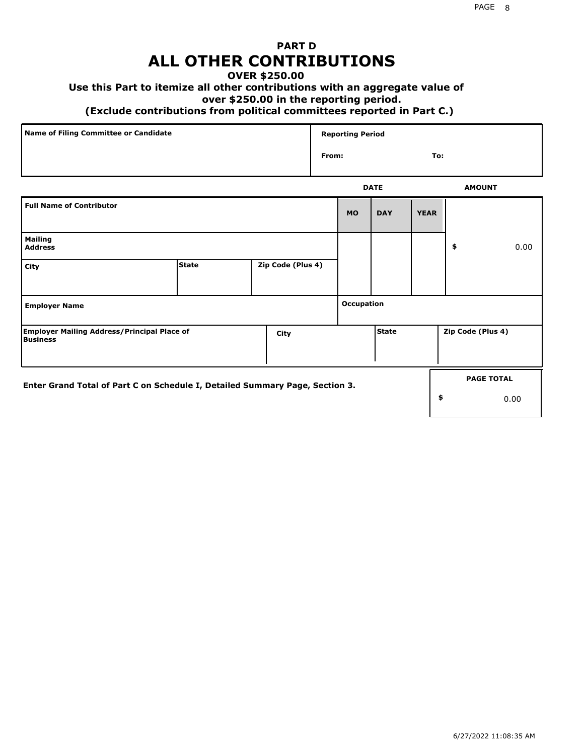# PART D

# ALL OTHER CONTRIBUTIONS

**OVER $250.00**

**Use this Part to itemize all other contributions with an aggregate value of over $250.00 in the reporting period.**

**(Exclude contributions from political committees reported in Part C.)**

| Name of Filing Committee or Candidate | Reporting Period |
|---|---|
| | From: To: |

| Full Name of Contributor | | | DATE MO | DAY | YEAR | AMOUNT |
|---|---|---|---|---|---|---|
| Mailing Address | | | | | | $ 0.00 |
| City | State | Zip Code (Plus 4) | | | | |
| Employer Name | | | Occupation | | | |
| Employer Mailing Address/Principal Place of Business | City | | | State | | Zip Code (Plus 4) |

**Enter Grand Total of Part C on Schedule I, Detailed Summary Page, Section 3.**

| PAGE TOTAL |
|---|
| $ 0.00 |

6/27/2022 11:08:35 AM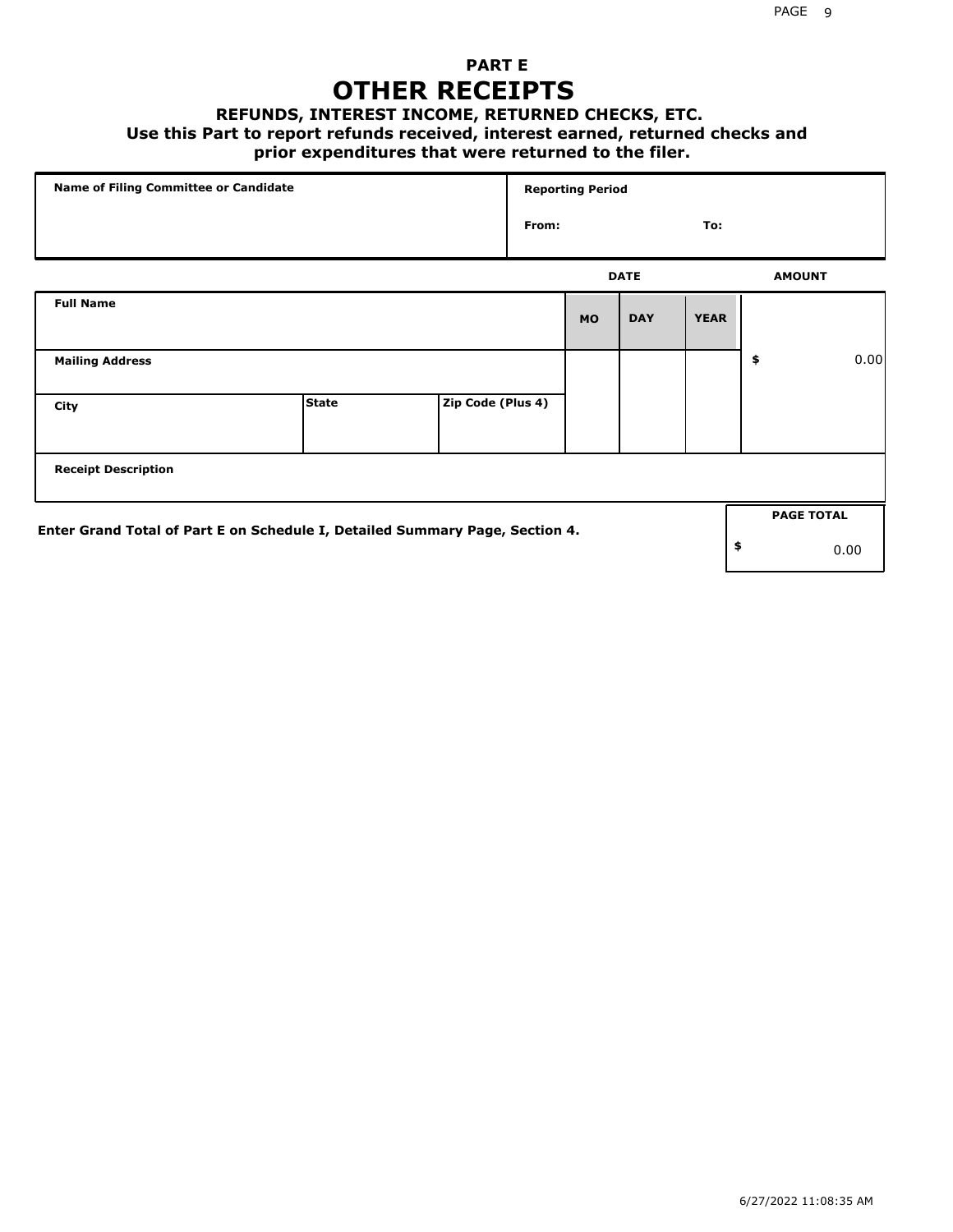## PART E

# OTHER RECEIPTS

### REFUNDS, INTEREST INCOME, RETURNED CHECKS, ETC.

**Use this Part to report refunds received, interest earned, returned checks and prior expenditures that were returned to the filer.**

| Name of Filing Committee or Candidate | Reporting Period | |
|---|---|---|
| | From: | To: |

| Full Name | | | DATE | | | AMOUNT |
|---|---|---|---|---|---|---|
| | | | MO | DAY | YEAR | |
| Mailing Address | | | | | | $ 0.00 |
| City | State | Zip Code (Plus 4) | | | | |
| Receipt Description | | | | | | |

**Enter Grand Total of Part E on Schedule I, Detailed Summary Page, Section 4.**

| PAGE TOTAL |
|---|
| $ 0.00 |

6/27/2022 11:08:35 AM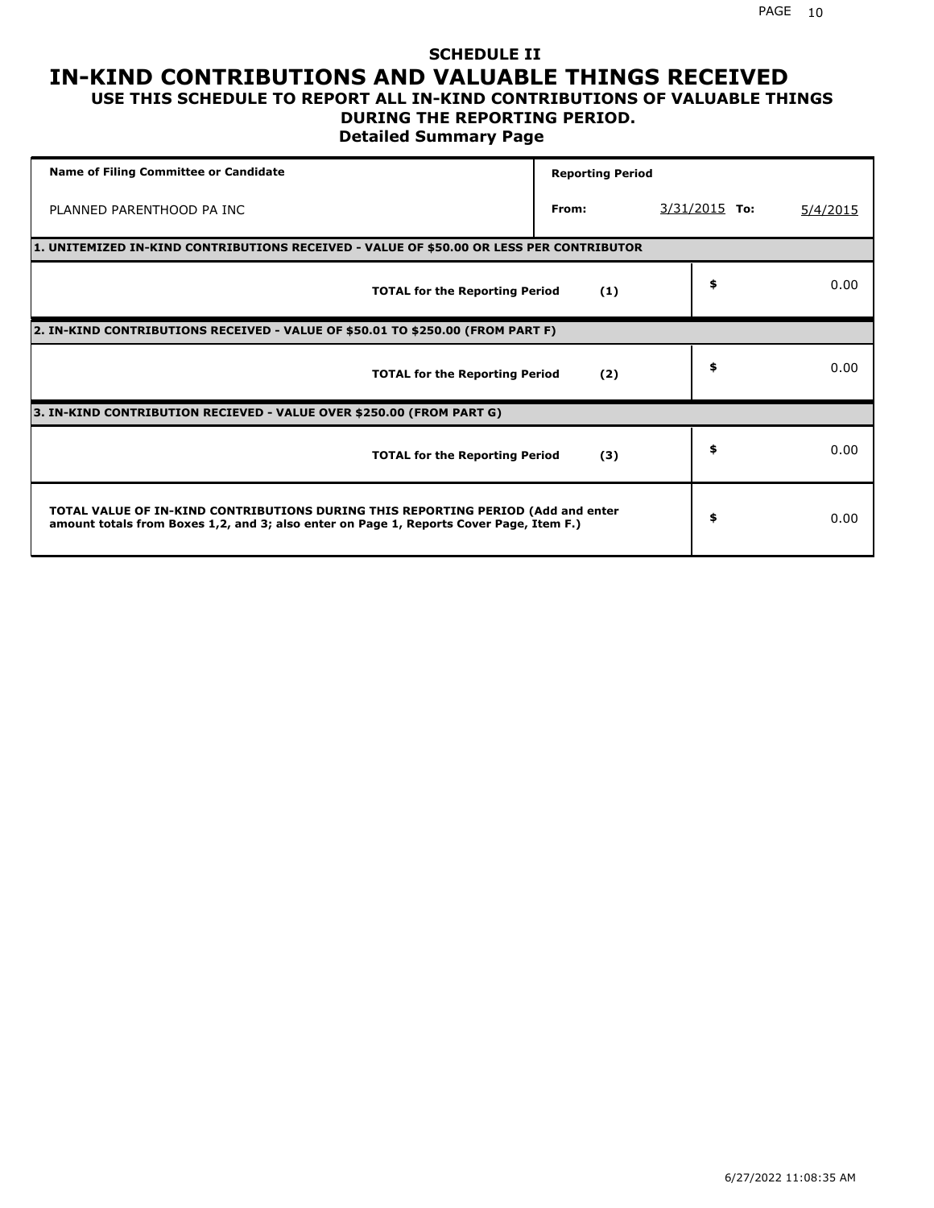# SCHEDULE II

# IN-KIND CONTRIBUTIONS AND VALUABLE THINGS RECEIVED

## USE THIS SCHEDULE TO REPORT ALL IN-KIND CONTRIBUTIONS OF VALUABLE THINGS DURING THE REPORTING PERIOD.

### Detailed Summary Page

| Name of Filing Committee or Candidate | Reporting Period | | | |
|---|---|---|---|---|
| PLANNED PARENTHOOD PA INC | From: | 3/31/2015 | To: | 5/4/2015 |

| **1. UNITEMIZED IN-KIND CONTRIBUTIONS RECEIVED - VALUE OF $50.00 OR LESS PER CONTRIBUTOR** | | |
|---|---|---|
| **TOTAL for the Reporting Period** | **(1)** | $ 0.00 |
| **2. IN-KIND CONTRIBUTIONS RECEIVED - VALUE OF $50.01 TO $250.00 (FROM PART F)** | | |
| **TOTAL for the Reporting Period** | **(2)** | $ 0.00 |
| **3. IN-KIND CONTRIBUTION RECIEVED - VALUE OVER $250.00 (FROM PART G)** | | |
| **TOTAL for the Reporting Period** | **(3)** | $ 0.00 |
| **TOTAL VALUE OF IN-KIND CONTRIBUTIONS DURING THIS REPORTING PERIOD (Add and enter amount totals from Boxes 1,2, and 3; also enter on Page 1, Reports Cover Page, Item F.)** | | $ 0.00 |

6/27/2022 11:08:35 AM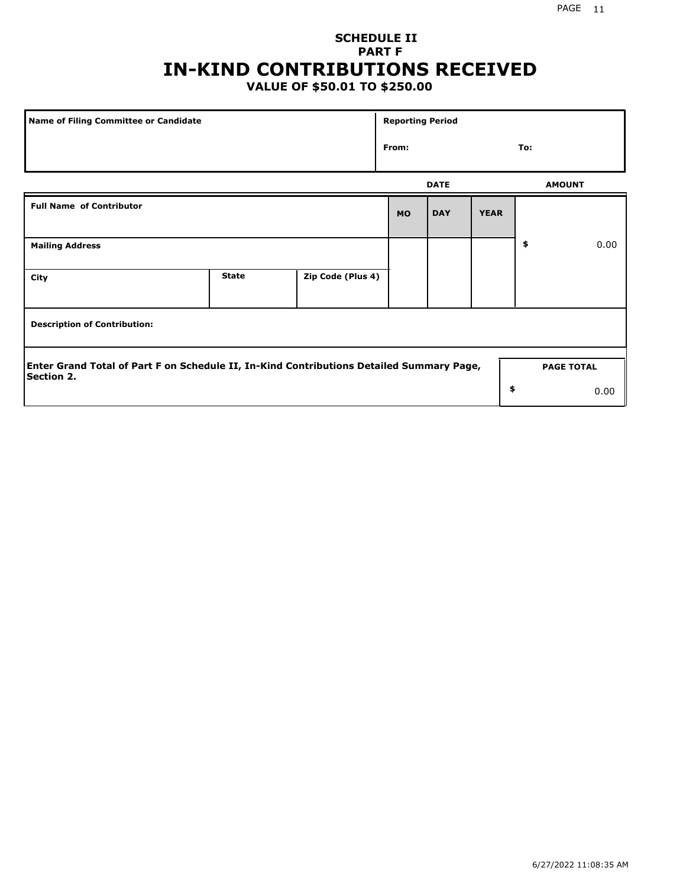## SCHEDULE II
## PART F
# IN-KIND CONTRIBUTIONS RECEIVED
### VALUE OF $50.01 TO $250.00

| Name of Filing Committee or Candidate | Reporting Period |
|---|---|
| | From: To: |

| Full Name of Contributor | | | DATE | | | AMOUNT |
|---|---|---|---|---|---|---|
| | | | MO | DAY | YEAR | |
| Mailing Address | | | | | | $ 0.00 |
| City | State | Zip Code (Plus 4) | | | | |
| Description of Contribution: | | | | | | |

| Enter Grand Total of Part F on Schedule II, In-Kind Contributions Detailed Summary Page, Section 2. | PAGE TOTAL |
|---|---|
| | $ 0.00 |

6/27/2022 11:08:35 AM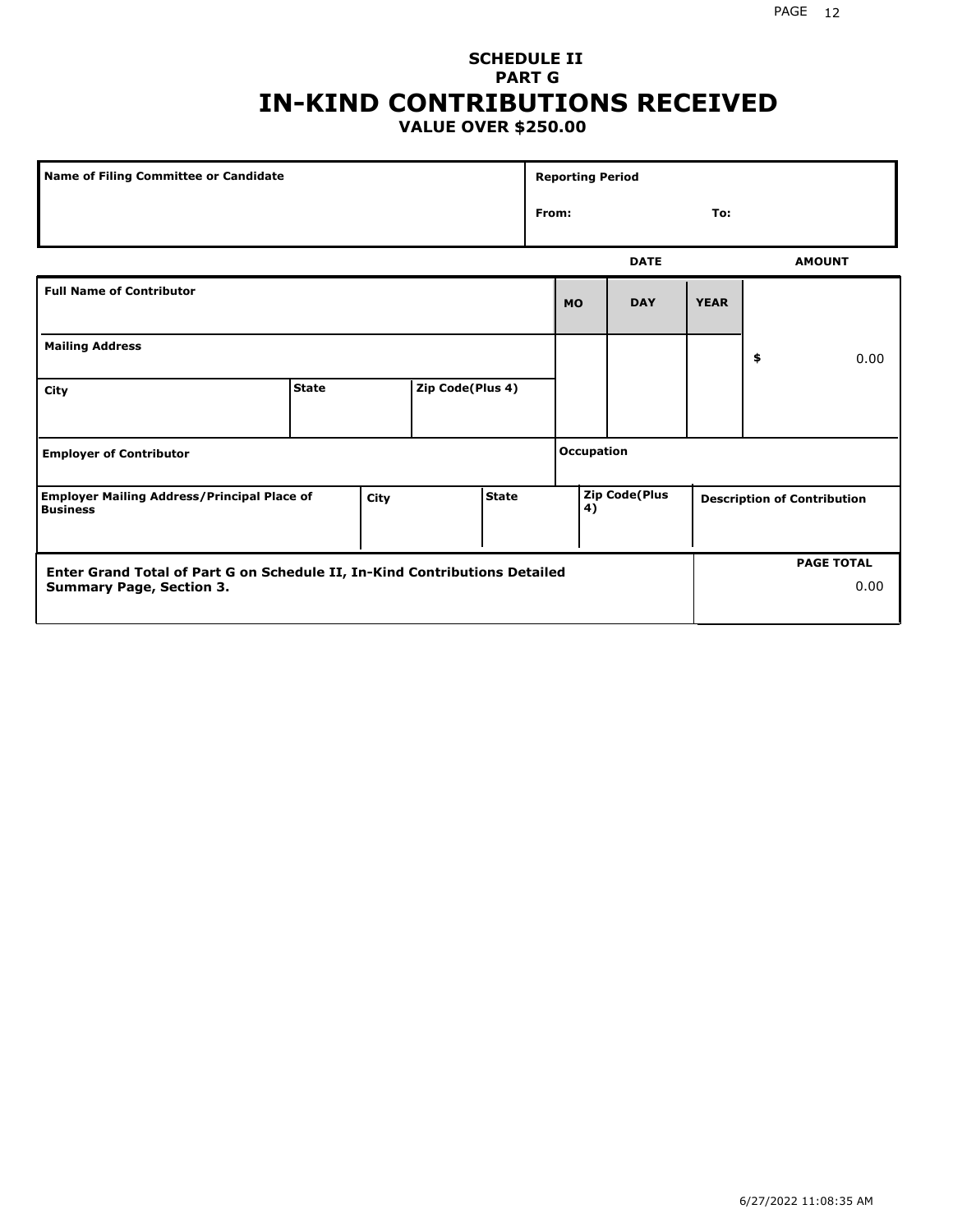**SCHEDULE II**
**PART G**

# IN-KIND CONTRIBUTIONS RECEIVED

**VALUE OVER $250.00**

| Name of Filing Committee or Candidate | Reporting Period |
| --- | --- |
| | From: To: |

| Full Name of Contributor | | | DATE MO | DAY | YEAR | AMOUNT |
| --- | --- | --- | --- | --- | --- | --- |
| Mailing Address | | | | | | $ 0.00 |
| City | State | Zip Code(Plus 4) | | | | |
| Employer of Contributor | | | Occupation | | | |

| Employer Mailing Address/Principal Place of Business | City | State | Zip Code(Plus 4) | Description of Contribution |
| --- | --- | --- | --- | --- |
| | | | | |

| Enter Grand Total of Part G on Schedule II, In-Kind Contributions Detailed Summary Page, Section 3. | PAGE TOTAL |
| --- | --- |
| | 0.00 |

6/27/2022 11:08:35 AM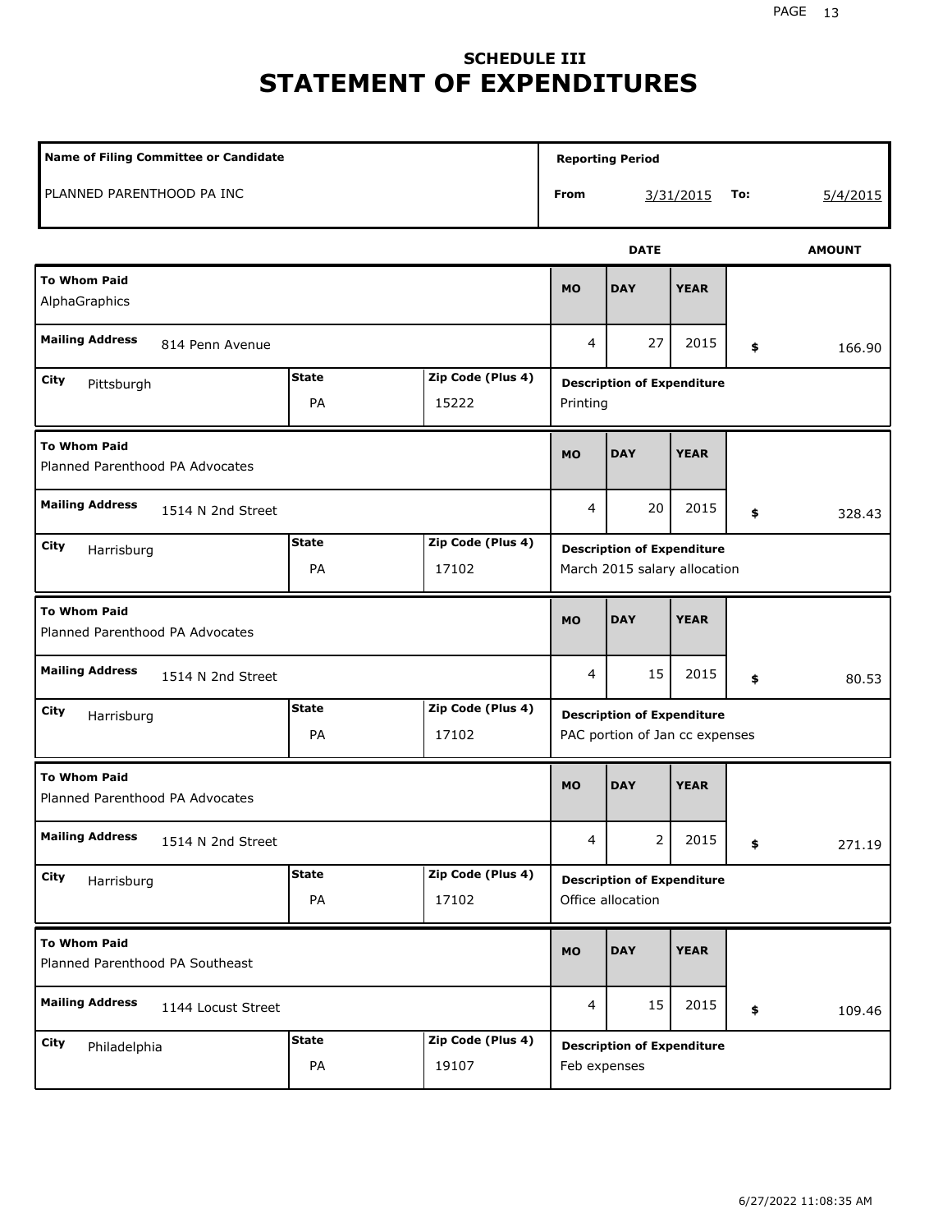## SCHEDULE III
# STATEMENT OF EXPENDITURES

| Name of Filing Committee or Candidate | Reporting Period |
|---|---|
| PLANNED PARENTHOOD PA INC | From 3/31/2015 To: 5/4/2015 |

| To Whom Paid | Mailing Address | City | State | Zip Code (Plus 4) | MO | DAY | YEAR | AMOUNT | Description of Expenditure |
|---|---|---|---|---|---|---|---|---|---|
| AlphaGraphics | 814 Penn Avenue | Pittsburgh | PA | 15222 | 4 | 27 | 2015 | $ 166.90 | Printing |
| Planned Parenthood PA Advocates | 1514 N 2nd Street | Harrisburg | PA | 17102 | 4 | 20 | 2015 | $ 328.43 | March 2015 salary allocation |
| Planned Parenthood PA Advocates | 1514 N 2nd Street | Harrisburg | PA | 17102 | 4 | 15 | 2015 | $ 80.53 | PAC portion of Jan cc expenses |
| Planned Parenthood PA Advocates | 1514 N 2nd Street | Harrisburg | PA | 17102 | 4 | 2 | 2015 | $ 271.19 | Office allocation |
| Planned Parenthood PA Southeast | 1144 Locust Street | Philadelphia | PA | 19107 | 4 | 15 | 2015 | $ 109.46 | Feb expenses |

6/27/2022 11:08:35 AM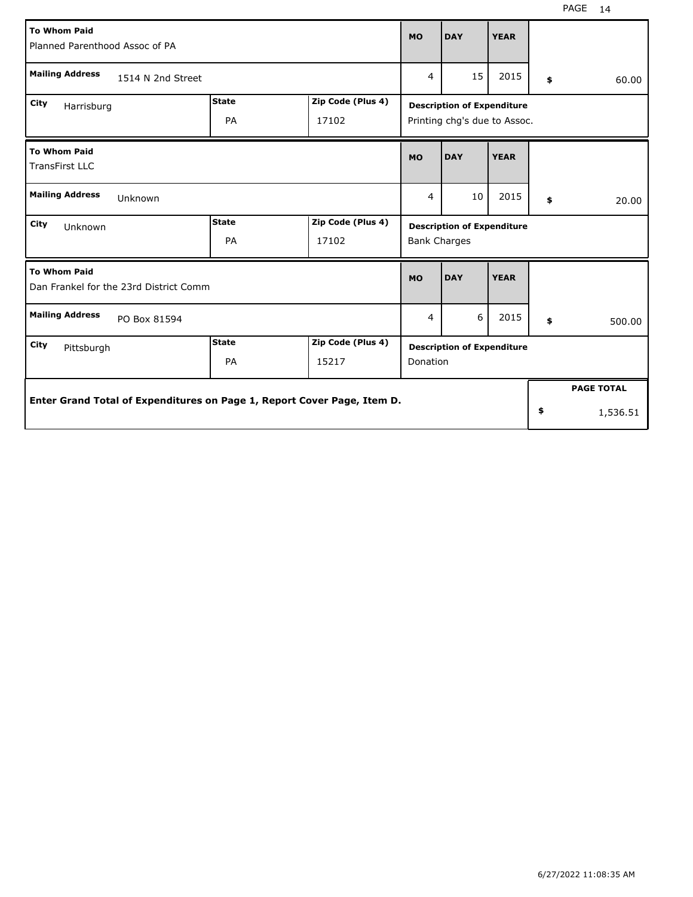| To Whom Paid | | | MO | DAY | YEAR | |
|---|---|---|---|---|---|---|
| Planned Parenthood Assoc of PA | | | | | | |
| **Mailing Address** 1514 N 2nd Street | | | 4 | 15 | 2015 | $ 60.00 |
| **City** Harrisburg | **State** PA | **Zip Code (Plus 4)** 17102 | **Description of Expenditure** Printing chg's due to Assoc. | | | |

| To Whom Paid | | | MO | DAY | YEAR | |
|---|---|---|---|---|---|---|
| TransFirst LLC | | | | | | |
| **Mailing Address** Unknown | | | 4 | 10 | 2015 | $ 20.00 |
| **City** Unknown | **State** PA | **Zip Code (Plus 4)** 17102 | **Description of Expenditure** Bank Charges | | | |

| To Whom Paid | | | MO | DAY | YEAR | |
|---|---|---|---|---|---|---|
| Dan Frankel for the 23rd District Comm | | | | | | |
| **Mailing Address** PO Box 81594 | | | 4 | 6 | 2015 | $ 500.00 |
| **City** Pittsburgh | **State** PA | **Zip Code (Plus 4)** 15217 | **Description of Expenditure** Donation | | | |

| | |
|---|---|
| **Enter Grand Total of Expenditures on Page 1, Report Cover Page, Item D.** | **PAGE TOTAL** $ 1,536.51 |

6/27/2022 11:08:35 AM